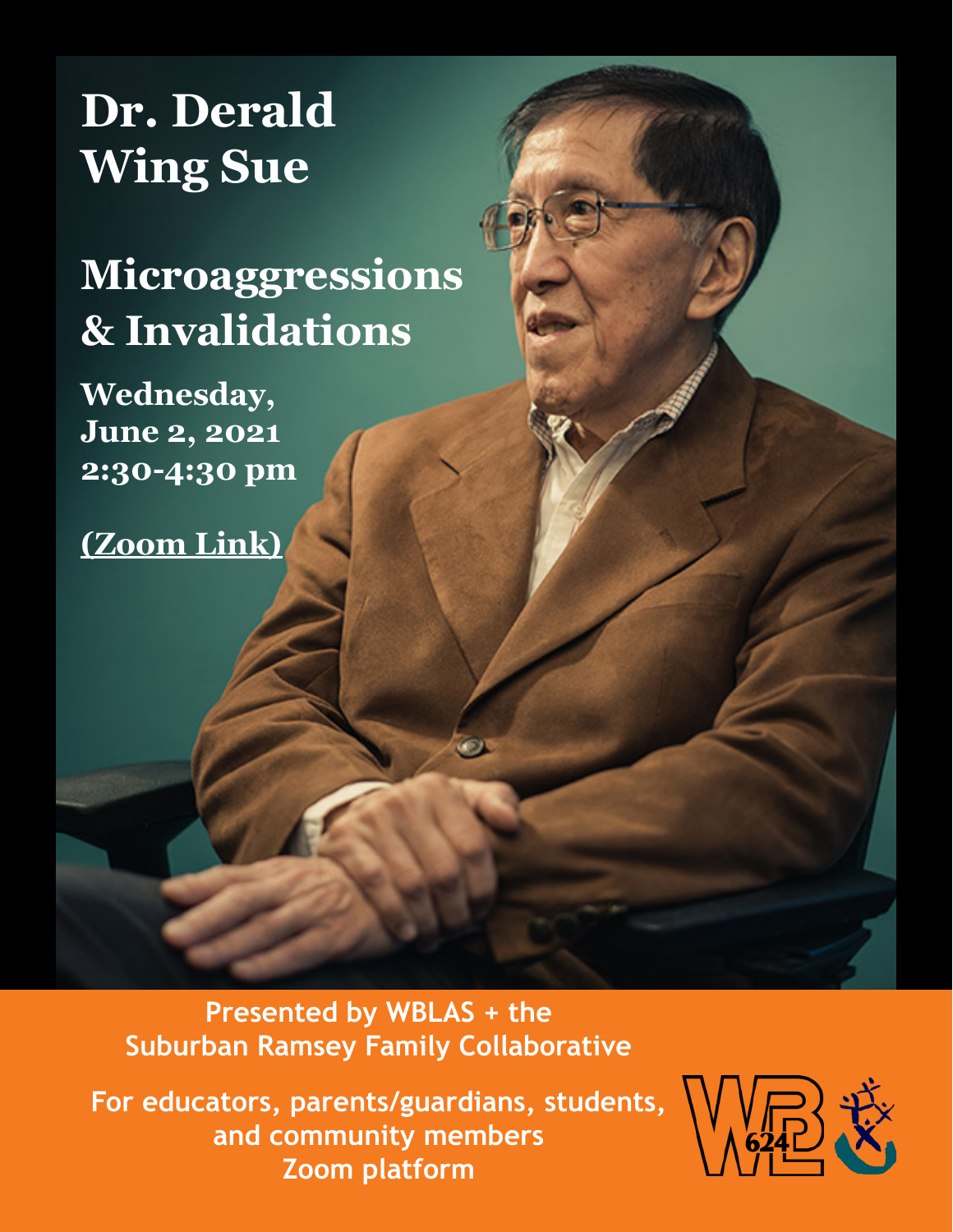# Dr. Derald Wing Sue

## Microaggressions & Invalidations

**Wednesday, June 2, 2021 2:30-4:30 pm**

**(Zoom Link)**

**Presented by WBLAS + the Suburban Ramsey Family Collaborative**

**For educators, parents/guardians, students, and community members Zoom platform**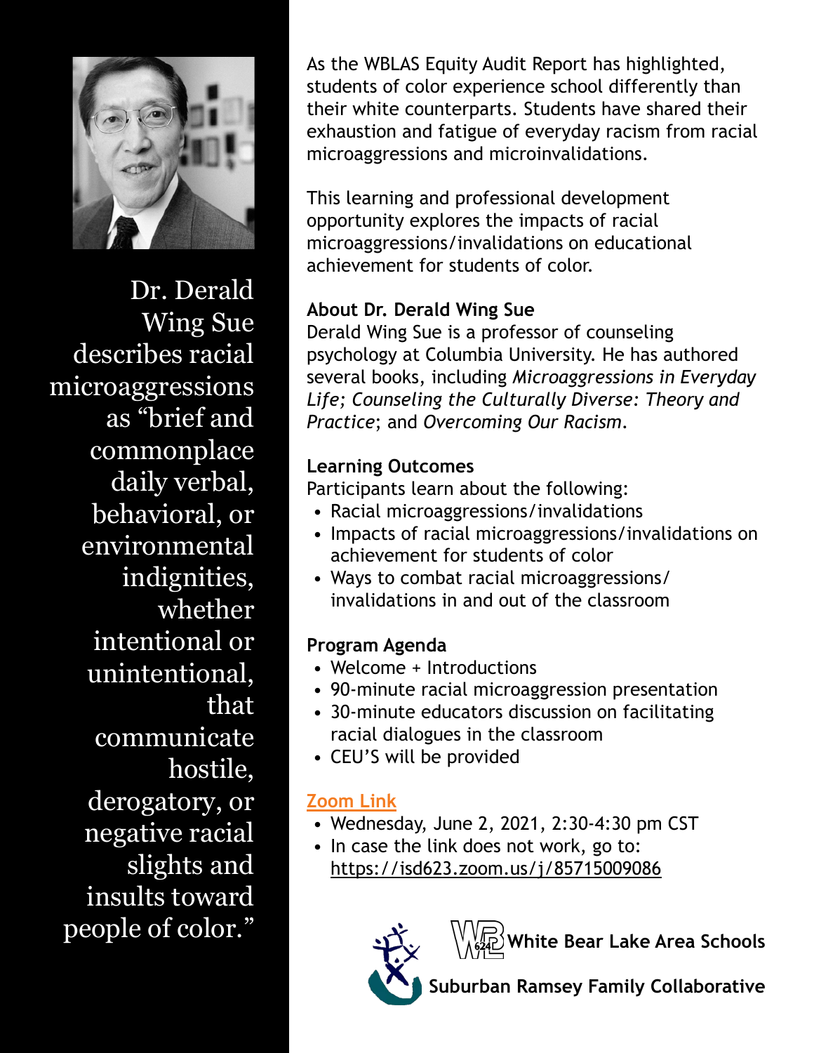Dr. Derald Wing Sue describes racial microaggressions as "brief and commonplace daily verbal, behavioral, or environmental indignities, whether intentional or unintentional, that communicate hostile, derogatory, or negative racial slights and insults toward people of color."

As the WBLAS Equity Audit Report has highlighted, students of color experience school differently than their white counterparts. Students have shared their exhaustion and fatigue of everyday racism from racial microaggressions and microinvalidations.

This learning and professional development opportunity explores the impacts of racial microaggressions/invalidations on educational achievement for students of color.

**About Dr. Derald Wing Sue**

Derald Wing Sue is a professor of counseling psychology at Columbia University. He has authored several books, including *Microaggressions in Everyday Life; Counseling the Culturally Diverse: Theory and Practice*; and *Overcoming Our Racism*.

**Learning Outcomes**

Participants learn about the following:

- Racial microaggressions/invalidations
- Impacts of racial microaggressions/invalidations on achievement for students of color
- Ways to combat racial microaggressions/ invalidations in and out of the classroom

**Program Agenda**

- Welcome + Introductions
- 90-minute racial microaggression presentation
- 30-minute educators discussion on facilitating racial dialogues in the classroom
- CEU'S will be provided

**Zoom Link**

- Wednesday, June 2, 2021, 2:30-4:30 pm CST
- In case the link does not work, go to: https://isd623.zoom.us/j/85715009086

**White Bear Lake Area Schools**

**Suburban Ramsey Family Collaborative**